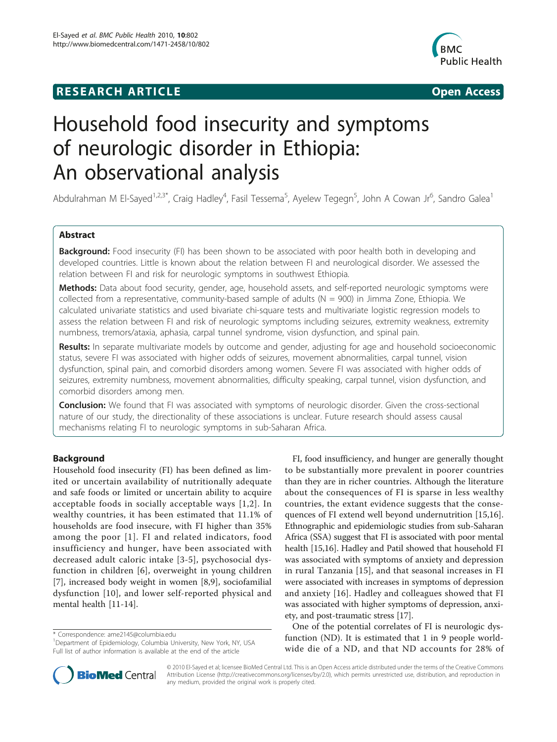**RESEARCH ARTICLE** **Open Access**

# Household food insecurity and symptoms of neurologic disorder in Ethiopia: An observational analysis

Abdulrahman M El-Sayed[1,2,3*], Craig Hadley[4], Fasil Tessema[5], Ayelew Tegegn[5], John A Cowan Jr[6], Sandro Galea[1]

## Abstract

**Background:** Food insecurity (FI) has been shown to be associated with poor health both in developing and developed countries. Little is known about the relation between FI and neurological disorder. We assessed the relation between FI and risk for neurologic symptoms in southwest Ethiopia.

**Methods:** Data about food security, gender, age, household assets, and self-reported neurologic symptoms were collected from a representative, community-based sample of adults (N = 900) in Jimma Zone, Ethiopia. We calculated univariate statistics and used bivariate chi-square tests and multivariate logistic regression models to assess the relation between FI and risk of neurologic symptoms including seizures, extremity weakness, extremity numbness, tremors/ataxia, aphasia, carpal tunnel syndrome, vision dysfunction, and spinal pain.

**Results:** In separate multivariate models by outcome and gender, adjusting for age and household socioeconomic status, severe FI was associated with higher odds of seizures, movement abnormalities, carpal tunnel, vision dysfunction, spinal pain, and comorbid disorders among women. Severe FI was associated with higher odds of seizures, extremity numbness, movement abnormalities, difficulty speaking, carpal tunnel, vision dysfunction, and comorbid disorders among men.

**Conclusion:** We found that FI was associated with symptoms of neurologic disorder. Given the cross-sectional nature of our study, the directionality of these associations is unclear. Future research should assess causal mechanisms relating FI to neurologic symptoms in sub-Saharan Africa.

## Background

Household food insecurity (FI) has been defined as limited or uncertain availability of nutritionally adequate and safe foods or limited or uncertain ability to acquire acceptable foods in socially acceptable ways [1,2]. In wealthy countries, it has been estimated that 11.1% of households are food insecure, with FI higher than 35% among the poor [1]. FI and related indicators, food insufficiency and hunger, have been associated with decreased adult caloric intake [3-5], psychosocial dysfunction in children [6], overweight in young children [7], increased body weight in women [8,9], sociofamilial dysfunction [10], and lower self-reported physical and mental health [11-14].

FI, food insufficiency, and hunger are generally thought to be substantially more prevalent in poorer countries than they are in richer countries. Although the literature about the consequences of FI is sparse in less wealthy countries, the extant evidence suggests that the consequences of FI extend well beyond undernutrition [15,16]. Ethnographic and epidemiologic studies from sub-Saharan Africa (SSA) suggest that FI is associated with poor mental health [15,16]. Hadley and Patil showed that household FI was associated with symptoms of anxiety and depression in rural Tanzania [15], and that seasonal increases in FI were associated with increases in symptoms of depression and anxiety [16]. Hadley and colleagues showed that FI was associated with higher symptoms of depression, anxiety, and post-traumatic stress [17].

One of the potential correlates of FI is neurologic dysfunction (ND). It is estimated that 1 in 9 people worldwide die of a ND, and that ND accounts for 28% of

\* Correspondence: ame2145@columbia.edu
[1]Department of Epidemiology, Columbia University, New York, NY, USA
Full list of author information is available at the end of the article

© 2010 El-Sayed et al; licensee BioMed Central Ltd. This is an Open Access article distributed under the terms of the Creative Commons Attribution License (http://creativecommons.org/licenses/by/2.0), which permits unrestricted use, distribution, and reproduction in any medium, provided the original work is properly cited.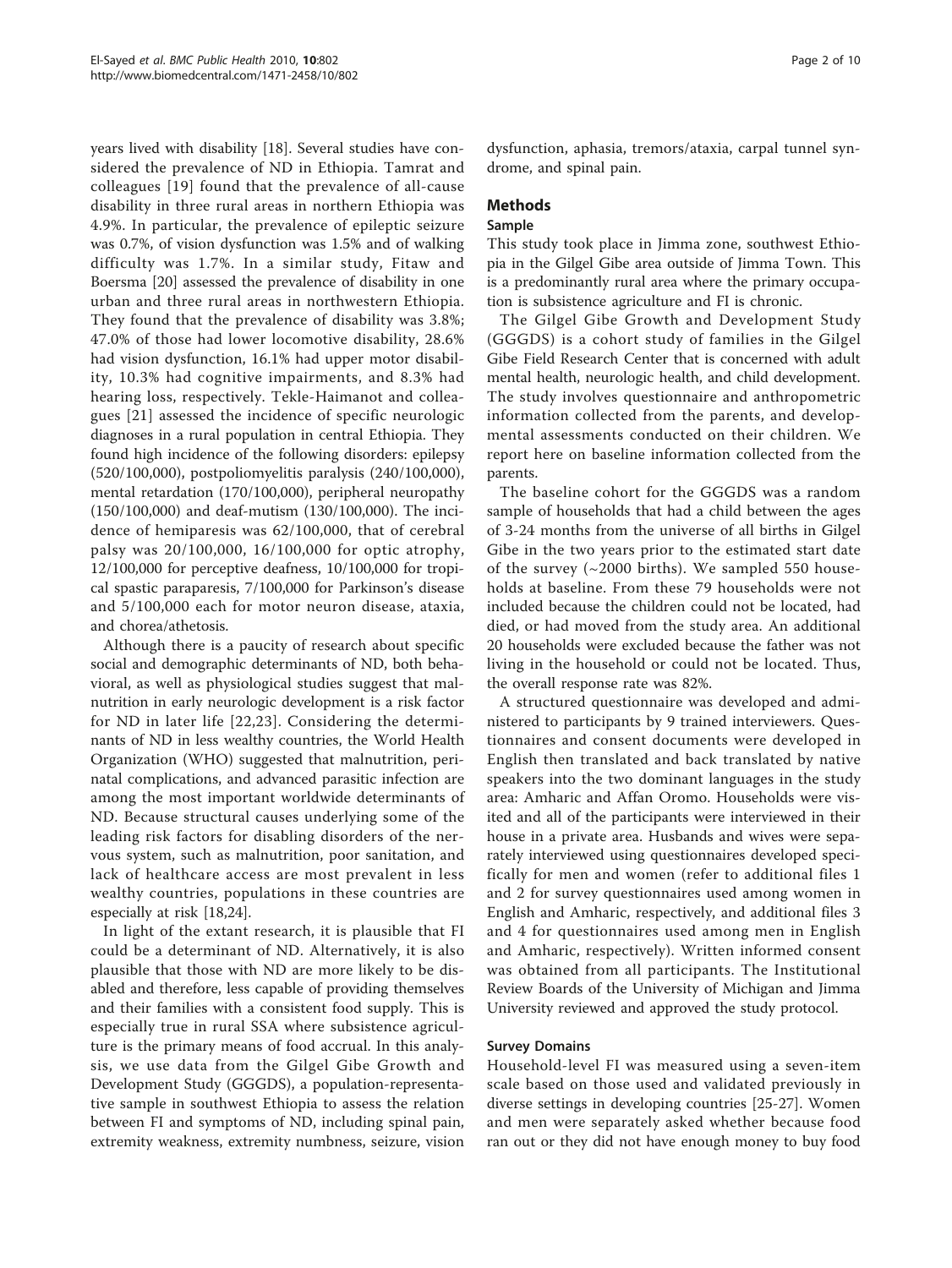years lived with disability [18]. Several studies have considered the prevalence of ND in Ethiopia. Tamrat and colleagues [19] found that the prevalence of all-cause disability in three rural areas in northern Ethiopia was 4.9%. In particular, the prevalence of epileptic seizure was 0.7%, of vision dysfunction was 1.5% and of walking difficulty was 1.7%. In a similar study, Fitaw and Boersma [20] assessed the prevalence of disability in one urban and three rural areas in northwestern Ethiopia. They found that the prevalence of disability was 3.8%; 47.0% of those had lower locomotive disability, 28.6% had vision dysfunction, 16.1% had upper motor disability, 10.3% had cognitive impairments, and 8.3% had hearing loss, respectively. Tekle-Haimanot and colleagues [21] assessed the incidence of specific neurologic diagnoses in a rural population in central Ethiopia. They found high incidence of the following disorders: epilepsy (520/100,000), postpoliomyelitis paralysis (240/100,000), mental retardation (170/100,000), peripheral neuropathy (150/100,000) and deaf-mutism (130/100,000). The incidence of hemiparesis was 62/100,000, that of cerebral palsy was 20/100,000, 16/100,000 for optic atrophy, 12/100,000 for perceptive deafness, 10/100,000 for tropical spastic paraparesis, 7/100,000 for Parkinson's disease and 5/100,000 each for motor neuron disease, ataxia, and chorea/athetosis.

Although there is a paucity of research about specific social and demographic determinants of ND, both behavioral, as well as physiological studies suggest that malnutrition in early neurologic development is a risk factor for ND in later life [22,23]. Considering the determinants of ND in less wealthy countries, the World Health Organization (WHO) suggested that malnutrition, perinatal complications, and advanced parasitic infection are among the most important worldwide determinants of ND. Because structural causes underlying some of the leading risk factors for disabling disorders of the nervous system, such as malnutrition, poor sanitation, and lack of healthcare access are most prevalent in less wealthy countries, populations in these countries are especially at risk [18,24].

In light of the extant research, it is plausible that FI could be a determinant of ND. Alternatively, it is also plausible that those with ND are more likely to be disabled and therefore, less capable of providing themselves and their families with a consistent food supply. This is especially true in rural SSA where subsistence agriculture is the primary means of food accrual. In this analysis, we use data from the Gilgel Gibe Growth and Development Study (GGGDS), a population-representative sample in southwest Ethiopia to assess the relation between FI and symptoms of ND, including spinal pain, extremity weakness, extremity numbness, seizure, vision dysfunction, aphasia, tremors/ataxia, carpal tunnel syndrome, and spinal pain.

## Methods

### Sample

This study took place in Jimma zone, southwest Ethiopia in the Gilgel Gibe area outside of Jimma Town. This is a predominantly rural area where the primary occupation is subsistence agriculture and FI is chronic.

The Gilgel Gibe Growth and Development Study (GGGDS) is a cohort study of families in the Gilgel Gibe Field Research Center that is concerned with adult mental health, neurologic health, and child development. The study involves questionnaire and anthropometric information collected from the parents, and developmental assessments conducted on their children. We report here on baseline information collected from the parents.

The baseline cohort for the GGGDS was a random sample of households that had a child between the ages of 3-24 months from the universe of all births in Gilgel Gibe in the two years prior to the estimated start date of the survey (~2000 births). We sampled 550 households at baseline. From these 79 households were not included because the children could not be located, had died, or had moved from the study area. An additional 20 households were excluded because the father was not living in the household or could not be located. Thus, the overall response rate was 82%.

A structured questionnaire was developed and administered to participants by 9 trained interviewers. Questionnaires and consent documents were developed in English then translated and back translated by native speakers into the two dominant languages in the study area: Amharic and Affan Oromo. Households were visited and all of the participants were interviewed in their house in a private area. Husbands and wives were separately interviewed using questionnaires developed specifically for men and women (refer to additional files 1 and 2 for survey questionnaires used among women in English and Amharic, respectively, and additional files 3 and 4 for questionnaires used among men in English and Amharic, respectively). Written informed consent was obtained from all participants. The Institutional Review Boards of the University of Michigan and Jimma University reviewed and approved the study protocol.

### Survey Domains

Household-level FI was measured using a seven-item scale based on those used and validated previously in diverse settings in developing countries [25-27]. Women and men were separately asked whether because food ran out or they did not have enough money to buy food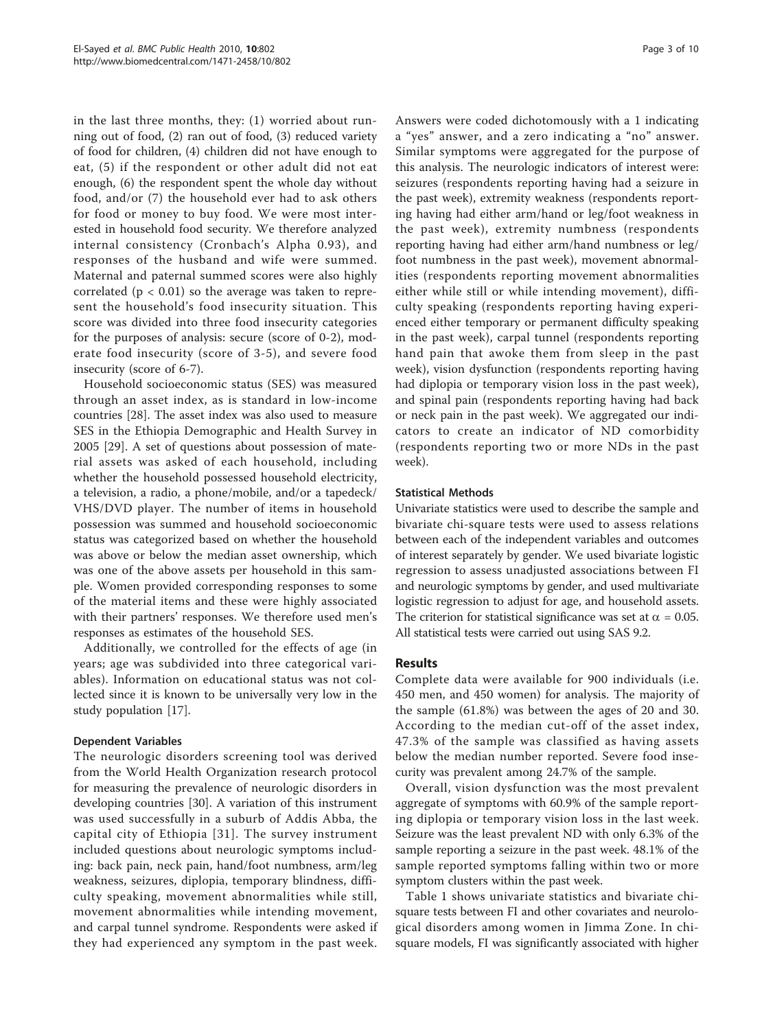in the last three months, they: (1) worried about running out of food, (2) ran out of food, (3) reduced variety of food for children, (4) children did not have enough to eat, (5) if the respondent or other adult did not eat enough, (6) the respondent spent the whole day without food, and/or (7) the household ever had to ask others for food or money to buy food. We were most interested in household food security. We therefore analyzed internal consistency (Cronbach's Alpha 0.93), and responses of the husband and wife were summed. Maternal and paternal summed scores were also highly correlated ($p < 0.01$) so the average was taken to represent the household's food insecurity situation. This score was divided into three food insecurity categories for the purposes of analysis: secure (score of 0-2), moderate food insecurity (score of 3-5), and severe food insecurity (score of 6-7).

Household socioeconomic status (SES) was measured through an asset index, as is standard in low-income countries [28]. The asset index was also used to measure SES in the Ethiopia Demographic and Health Survey in 2005 [29]. A set of questions about possession of material assets was asked of each household, including whether the household possessed household electricity, a television, a radio, a phone/mobile, and/or a tapedeck/VHS/DVD player. The number of items in household possession was summed and household socioeconomic status was categorized based on whether the household was above or below the median asset ownership, which was one of the above assets per household in this sample. Women provided corresponding responses to some of the material items and these were highly associated with their partners' responses. We therefore used men's responses as estimates of the household SES.

Additionally, we controlled for the effects of age (in years; age was subdivided into three categorical variables). Information on educational status was not collected since it is known to be universally very low in the study population [17].

#### Dependent Variables

The neurologic disorders screening tool was derived from the World Health Organization research protocol for measuring the prevalence of neurologic disorders in developing countries [30]. A variation of this instrument was used successfully in a suburb of Addis Abba, the capital city of Ethiopia [31]. The survey instrument included questions about neurologic symptoms including: back pain, neck pain, hand/foot numbness, arm/leg weakness, seizures, diplopia, temporary blindness, difficulty speaking, movement abnormalities while still, movement abnormalities while intending movement, and carpal tunnel syndrome. Respondents were asked if they had experienced any symptom in the past week. Answers were coded dichotomously with a 1 indicating a "yes" answer, and a zero indicating a "no" answer. Similar symptoms were aggregated for the purpose of this analysis. The neurologic indicators of interest were: seizures (respondents reporting having had a seizure in the past week), extremity weakness (respondents reporting having had either arm/hand or leg/foot weakness in the past week), extremity numbness (respondents reporting having had either arm/hand numbness or leg/foot numbness in the past week), movement abnormalities (respondents reporting movement abnormalities either while still or while intending movement), difficulty speaking (respondents reporting having experienced either temporary or permanent difficulty speaking in the past week), carpal tunnel (respondents reporting hand pain that awoke them from sleep in the past week), vision dysfunction (respondents reporting having had diplopia or temporary vision loss in the past week), and spinal pain (respondents reporting having had back or neck pain in the past week). We aggregated our indicators to create an indicator of ND comorbidity (respondents reporting two or more NDs in the past week).

#### Statistical Methods

Univariate statistics were used to describe the sample and bivariate chi-square tests were used to assess relations between each of the independent variables and outcomes of interest separately by gender. We used bivariate logistic regression to assess unadjusted associations between FI and neurologic symptoms by gender, and used multivariate logistic regression to adjust for age, and household assets. The criterion for statistical significance was set at $\alpha = 0.05$. All statistical tests were carried out using SAS 9.2.

## Results

Complete data were available for 900 individuals (i.e. 450 men, and 450 women) for analysis. The majority of the sample (61.8%) was between the ages of 20 and 30. According to the median cut-off of the asset index, 47.3% of the sample was classified as having assets below the median number reported. Severe food insecurity was prevalent among 24.7% of the sample.

Overall, vision dysfunction was the most prevalent aggregate of symptoms with 60.9% of the sample reporting diplopia or temporary vision loss in the last week. Seizure was the least prevalent ND with only 6.3% of the sample reporting a seizure in the past week. 48.1% of the sample reported symptoms falling within two or more symptom clusters within the past week.

Table 1 shows univariate statistics and bivariate chi-square tests between FI and other covariates and neurological disorders among women in Jimma Zone. In chi-square models, FI was significantly associated with higher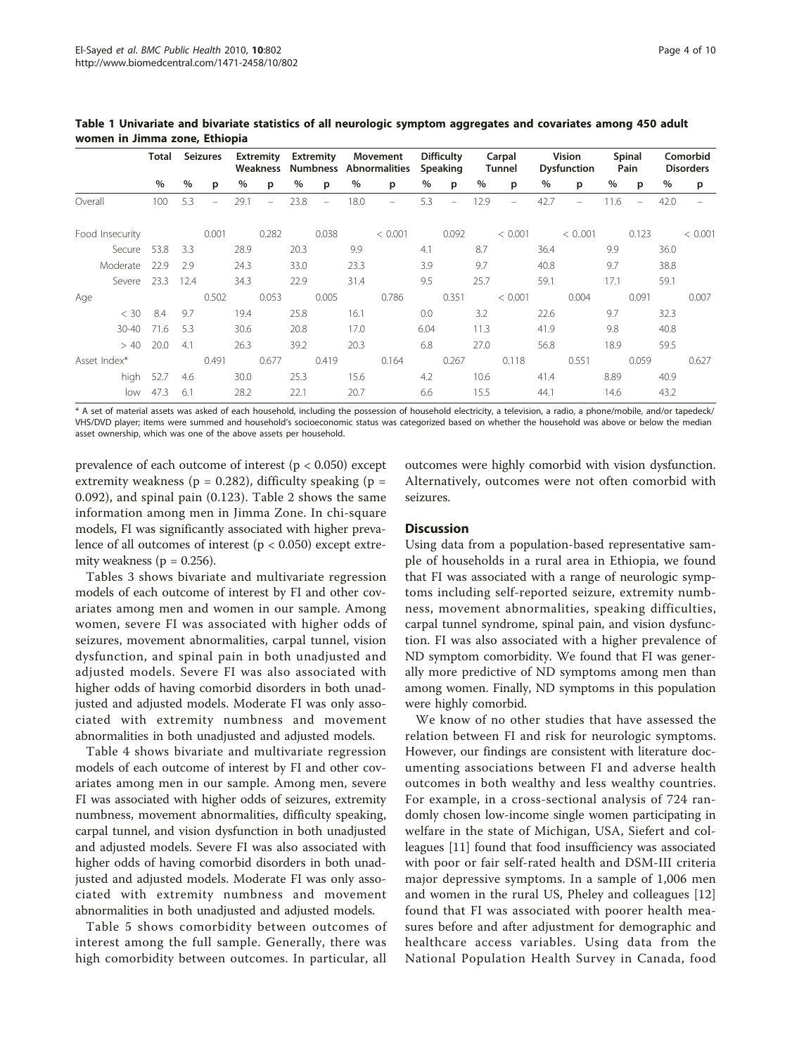**Table 1 Univariate and bivariate statistics of all neurologic symptom aggregates and covariates among 450 adult women in Jimma zone, Ethiopia**

| | Total | Seizures | | Extremity Weakness | | Extremity Numbness | | Movement Abnormalities | | Difficulty Speaking | | Carpal Tunnel | | Vision Dysfunction | | Spinal Pain | | Comorbid Disorders | |
|---|---|---|---|---|---|---|---|---|---|---|---|---|---|---|---|---|---|---|---|
| | % | % | p | % | p | % | p | % | p | % | p | % | p | % | p | % | p | % | p |
| Overall | 100 | 5.3 | – | 29.1 | – | 23.8 | – | 18.0 | – | 5.3 | – | 12.9 | – | 42.7 | – | 11.6 | – | 42.0 | – |
| Food Insecurity | | | 0.001 | | 0.282 | | 0.038 | | < 0.001 | | 0.092 | | < 0.001 | | < 0..001 | | 0.123 | | < 0.001 |
| Secure | 53.8 | 3.3 | | 28.9 | | 20.3 | | 9.9 | | 4.1 | | 8.7 | | 36.4 | | 9.9 | | 36.0 | |
| Moderate | 22.9 | 2.9 | | 24.3 | | 33.0 | | 23.3 | | 3.9 | | 9.7 | | 40.8 | | 9.7 | | 38.8 | |
| Severe | 23.3 | 12.4 | | 34.3 | | 22.9 | | 31.4 | | 9.5 | | 25.7 | | 59.1 | | 17.1 | | 59.1 | |
| Age | | | 0.502 | | 0.053 | | 0.005 | | 0.786 | | 0.351 | | < 0.001 | | 0.004 | | 0.091 | | 0.007 |
| < 30 | 8.4 | 9.7 | | 19.4 | | 25.8 | | 16.1 | | 0.0 | | 3.2 | | 22.6 | | 9.7 | | 32.3 | |
| 30-40 | 71.6 | 5.3 | | 30.6 | | 20.8 | | 17.0 | | 6.04 | | 11.3 | | 41.9 | | 9.8 | | 40.8 | |
| > 40 | 20.0 | 4.1 | | 26.3 | | 39.2 | | 20.3 | | 6.8 | | 27.0 | | 56.8 | | 18.9 | | 59.5 | |
| Asset Index* | | | 0.491 | | 0.677 | | 0.419 | | 0.164 | | 0.267 | | 0.118 | | 0.551 | | 0.059 | | 0.627 |
| high | 52.7 | 4.6 | | 30.0 | | 25.3 | | 15.6 | | 4.2 | | 10.6 | | 41.4 | | 8.89 | | 40.9 | |
| low | 47.3 | 6.1 | | 28.2 | | 22.1 | | 20.7 | | 6.6 | | 15.5 | | 44.1 | | 14.6 | | 43.2 | |

* A set of material assets was asked of each household, including the possession of household electricity, a television, a radio, a phone/mobile, and/or tapedeck/VHS/DVD player; items were summed and household's socioeconomic status was categorized based on whether the household was above or below the median asset ownership, which was one of the above assets per household.

prevalence of each outcome of interest ($p < 0.050$) except extremity weakness ($p = 0.282$), difficulty speaking ($p = 0.092$), and spinal pain (0.123). Table 2 shows the same information among men in Jimma Zone. In chi-square models, FI was significantly associated with higher prevalence of all outcomes of interest ($p < 0.050$) except extremity weakness ($p = 0.256$).

Tables 3 shows bivariate and multivariate regression models of each outcome of interest by FI and other covariates among men and women in our sample. Among women, severe FI was associated with higher odds of seizures, movement abnormalities, carpal tunnel, vision dysfunction, and spinal pain in both unadjusted and adjusted models. Severe FI was also associated with higher odds of having comorbid disorders in both unadjusted and adjusted models. Moderate FI was only associated with extremity numbness and movement abnormalities in both unadjusted and adjusted models.

Table 4 shows bivariate and multivariate regression models of each outcome of interest by FI and other covariates among men in our sample. Among men, severe FI was associated with higher odds of seizures, extremity numbness, movement abnormalities, difficulty speaking, carpal tunnel, and vision dysfunction in both unadjusted and adjusted models. Severe FI was also associated with higher odds of having comorbid disorders in both unadjusted and adjusted models. Moderate FI was only associated with extremity numbness and movement abnormalities in both unadjusted and adjusted models.

Table 5 shows comorbidity between outcomes of interest among the full sample. Generally, there was high comorbidity between outcomes. In particular, all outcomes were highly comorbid with vision dysfunction. Alternatively, outcomes were not often comorbid with seizures.

## Discussion

Using data from a population-based representative sample of households in a rural area in Ethiopia, we found that FI was associated with a range of neurologic symptoms including self-reported seizure, extremity numbness, movement abnormalities, speaking difficulties, carpal tunnel syndrome, spinal pain, and vision dysfunction. FI was also associated with a higher prevalence of ND symptom comorbidity. We found that FI was generally more predictive of ND symptoms among men than among women. Finally, ND symptoms in this population were highly comorbid.

We know of no other studies that have assessed the relation between FI and risk for neurologic symptoms. However, our findings are consistent with literature documenting associations between FI and adverse health outcomes in both wealthy and less wealthy countries. For example, in a cross-sectional analysis of 724 randomly chosen low-income single women participating in welfare in the state of Michigan, USA, Siefert and colleagues [11] found that food insufficiency was associated with poor or fair self-rated health and DSM-III criteria major depressive symptoms. In a sample of 1,006 men and women in the rural US, Pheley and colleagues [12] found that FI was associated with poorer health measures before and after adjustment for demographic and healthcare access variables. Using data from the National Population Health Survey in Canada, food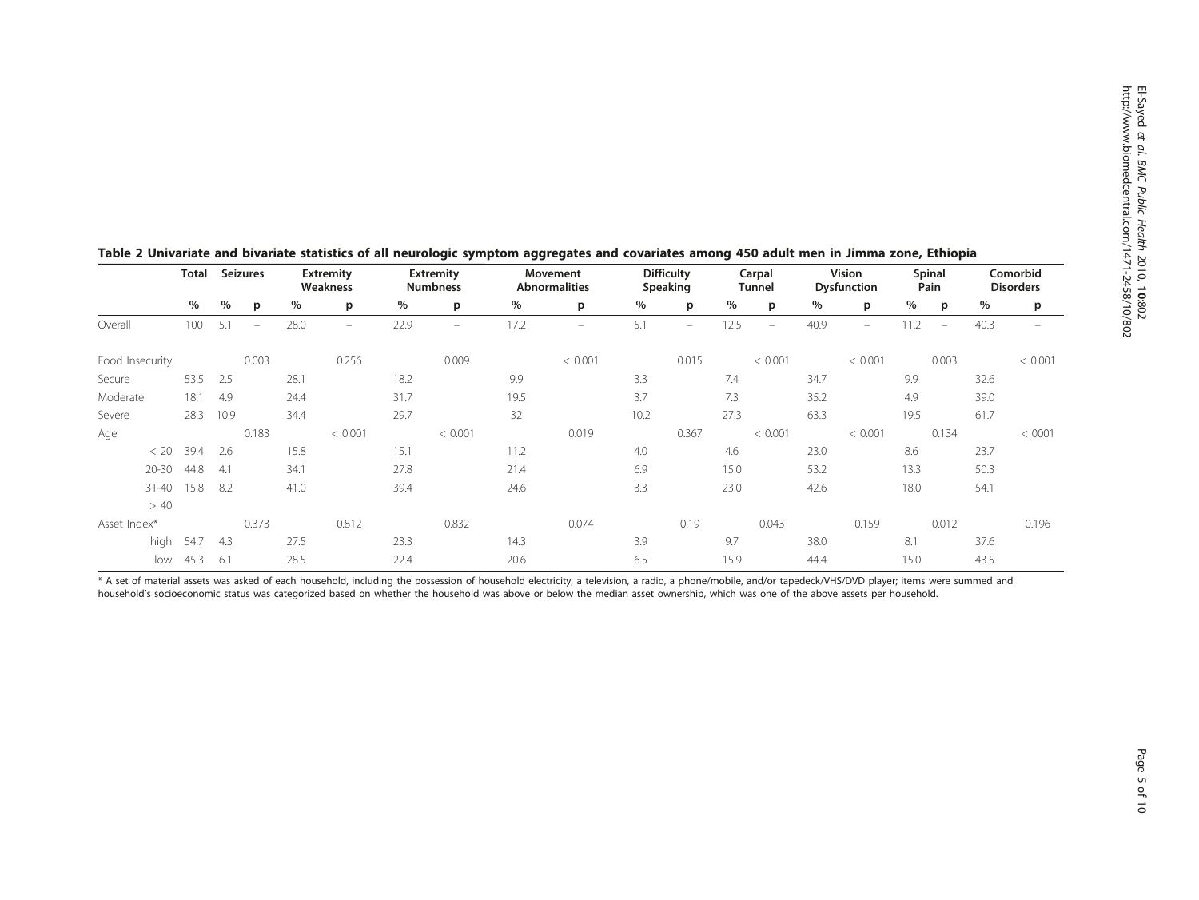**Table 2 Univariate and bivariate statistics of all neurologic symptom aggregates and covariates among 450 adult men in Jimma zone, Ethiopia**

| | Total | Seizures | | Extremity Weakness | | Extremity Numbness | | Movement Abnormalities | | Difficulty Speaking | | Carpal Tunnel | | Vision Dysfunction | | Spinal Pain | | Comorbid Disorders | |
|---|---|---|---|---|---|---|---|---|---|---|---|---|---|---|---|---|---|---|---|
| | % | % | p | % | p | % | p | % | p | % | p | % | p | % | p | % | p | % | p |
| Overall | 100 | 5.1 | – | 28.0 | – | 22.9 | – | 17.2 | – | 5.1 | – | 12.5 | – | 40.9 | – | 11.2 | – | 40.3 | – |
| Food Insecurity | | | 0.003 | | 0.256 | | 0.009 | | < 0.001 | | 0.015 | | < 0.001 | | < 0.001 | | 0.003 | | < 0.001 |
| Secure | 53.5 | 2.5 | | 28.1 | | 18.2 | | 9.9 | | 3.3 | | 7.4 | | 34.7 | | 9.9 | | 32.6 | |
| Moderate | 18.1 | 4.9 | | 24.4 | | 31.7 | | 19.5 | | 3.7 | | 7.3 | | 35.2 | | 4.9 | | 39.0 | |
| Severe | 28.3 | 10.9 | | 34.4 | | 29.7 | | 32 | | 10.2 | | 27.3 | | 63.3 | | 19.5 | | 61.7 | |
| Age | | | 0.183 | | < 0.001 | | < 0.001 | | 0.019 | | 0.367 | | < 0.001 | | < 0.001 | | 0.134 | | < 0001 |
| < 20 | 39.4 | 2.6 | | 15.8 | | 15.1 | | 11.2 | | 4.0 | | 4.6 | | 23.0 | | 8.6 | | 23.7 | |
| 20-30 | 44.8 | 4.1 | | 34.1 | | 27.8 | | 21.4 | | 6.9 | | 15.0 | | 53.2 | | 13.3 | | 50.3 | |
| 31-40 | 15.8 | 8.2 | | 41.0 | | 39.4 | | 24.6 | | 3.3 | | 23.0 | | 42.6 | | 18.0 | | 54.1 | |
| > 40 | | | | | | | | | | | | | | | | | | | |
| Asset Index* | | | 0.373 | | 0.812 | | 0.832 | | 0.074 | | 0.19 | | 0.043 | | 0.159 | | 0.012 | | 0.196 |
| high | 54.7 | 4.3 | | 27.5 | | 23.3 | | 14.3 | | 3.9 | | 9.7 | | 38.0 | | 8.1 | | 37.6 | |
| low | 45.3 | 6.1 | | 28.5 | | 22.4 | | 20.6 | | 6.5 | | 15.9 | | 44.4 | | 15.0 | | 43.5 | |

* A set of material assets was asked of each household, including the possession of household electricity, a television, a radio, a phone/mobile, and/or tapedeck/VHS/DVD player; items were summed and household's socioeconomic status was categorized based on whether the household was above or below the median asset ownership, which was one of the above assets per household.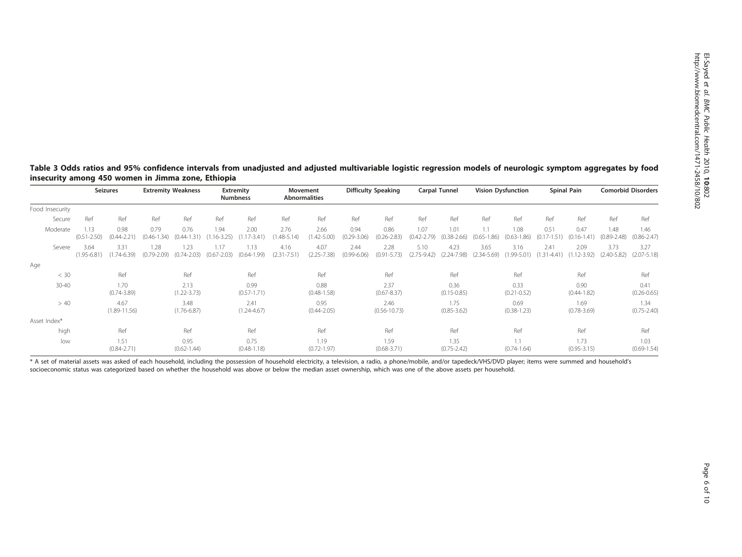**Table 3 Odds ratios and 95% confidence intervals from unadjusted and adjusted multivariable logistic regression models of neurologic symptom aggregates by food insecurity among 450 women in Jimma zone, Ethiopia**

| | Seizures | | Extremity Weakness | | Extremity Numbness | | Movement Abnormalities | | Difficulty Speaking | | Carpal Tunnel | | Vision Dysfunction | | Spinal Pain | | Comorbid Disorders | |
|---|---|---|---|---|---|---|---|---|---|---|---|---|---|---|---|---|---|---|
| Food Insecurity | | | | | | | | | | | | | | | | | | | |
| Secure | Ref | Ref | Ref | Ref | Ref | Ref | Ref | Ref | Ref | Ref | Ref | Ref | Ref | Ref | Ref | Ref | Ref | Ref |
| Moderate | 1.13 (0.51-2.50) | 0.98 (0.44-2.21) | 0.79 (0.46-1.34) | 0.76 (0.44-1.31) | 1.94 (1.16-3.25) | 2.00 (1.17-3.41) | 2.76 (1.48-5.14) | 2.66 (1.42-5.00) | 0.94 (0.29-3.06) | 0.86 (0.26-2.83) | 1.07 (0.42-2.79) | 1.01 (0.38-2.66) | 1.1 (0.65-1.86) | 1.08 (0.63-1.86) | 0.51 (0.17-1.51) | 0.47 (0.16-1.41) | 1.48 (0.89-2.48) | 1.46 (0.86-2.47) |
| Severe | 3.64 (1.95-6.81) | 3.31 (1.74-6.39) | 1.28 (0.79-2.09) | 1.23 (0.74-2.03) | 1.17 (0.67-2.03) | 1.13 (0.64-1.99) | 4.16 (2.31-7.51) | 4.07 (2.25-7.38) | 2.44 (0.99-6.06) | 2.28 (0.91-5.73) | 5.10 (2.75-9.42) | 4.23 (2.24-7.98) | 3.65 (2.34-5.69) | 3.16 (1.99-5.01) | 2.41 (1.31-4.41) | 2.09 (1.12-3.92) | 3.73 (2.40-5.82) | 3.27 (2.07-5.18) |
| Age | | | | | | | | | | | | | | | | | | |
| < 30 | | Ref | | Ref | | Ref | | Ref | | Ref | | Ref | | Ref | | Ref | | Ref |
| 30-40 | | 1.70 (0.74-3.89) | | 2.13 (1.22-3.73) | | 0.99 (0.57-1.71) | | 0.88 (0.48-1.58) | | 2.37 (0.67-8.37) | | 0.36 (0.15-0.85) | | 0.33 (0.21-0.52) | | 0.90 (0.44-1.82) | | 0.41 (0.26-0.65) |
| > 40 | | 4.67 (1.89-11.56) | | 3.48 (1.76-6.87) | | 2.41 (1.24-4.67) | | 0.95 (0.44-2.05) | | 2.46 (0.56-10.73) | | 1.75 (0.85-3.62) | | 0.69 (0.38-1.23) | | 1.69 (0.78-3.69) | | 1.34 (0.75-2.40) |
| Asset Index* | | | | | | | | | | | | | | | | | | |
| high | | Ref | | Ref | | Ref | | Ref | | Ref | | Ref | | Ref | | Ref | | Ref |
| low | | 1.51 (0.84-2.71) | | 0.95 (0.62-1.44) | | 0.75 (0.48-1.18) | | 1.19 (0.72-1.97) | | 1.59 (0.68-3.71) | | 1.35 (0.75-2.42) | | 1.1 (0.74-1.64) | | 1.73 (0.95-3.15) | | 1.03 (0.69-1.54) |

* A set of material assets was asked of each household, including the possession of household electricity, a television, a radio, a phone/mobile, and/or tapedeck/VHS/DVD player; items were summed and household's socioeconomic status was categorized based on whether the household was above or below the median asset ownership, which was one of the above assets per household.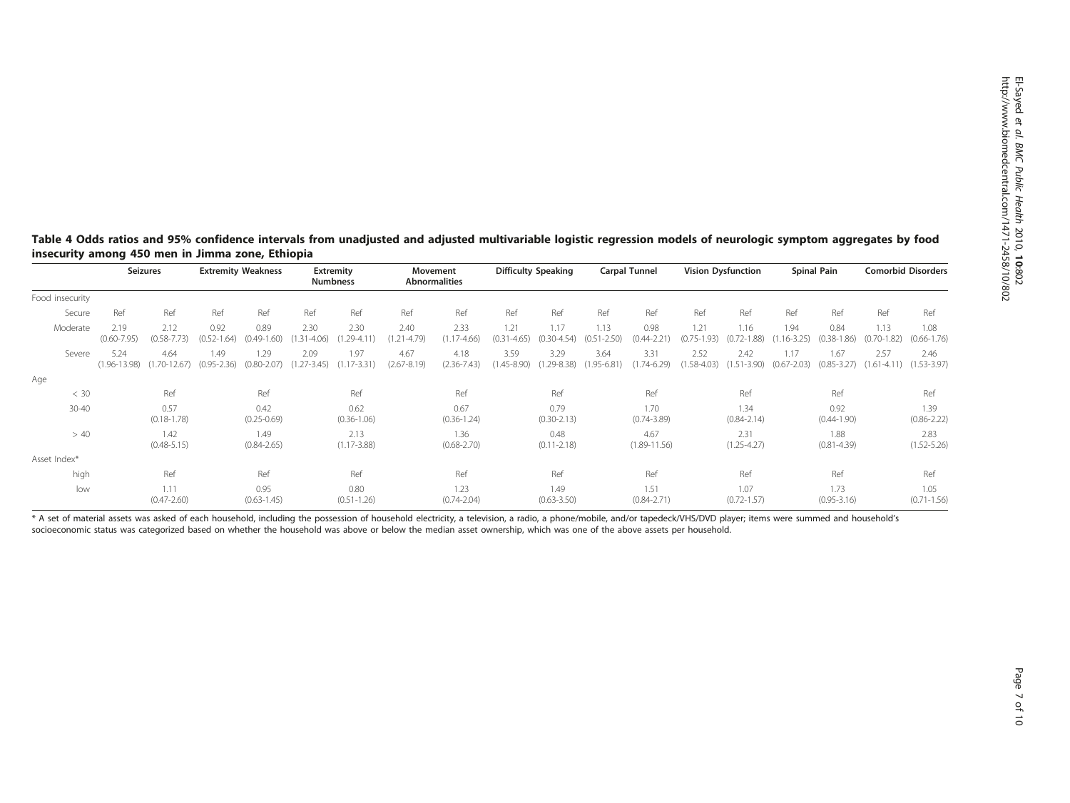**Table 4 Odds ratios and 95% confidence intervals from unadjusted and adjusted multivariable logistic regression models of neurologic symptom aggregates by food insecurity among 450 men in Jimma zone, Ethiopia**

| | Seizures | | Extremity Weakness | | Extremity Numbness | | Movement Abnormalities | | Difficulty Speaking | | Carpal Tunnel | | Vision Dysfunction | | Spinal Pain | | Comorbid Disorders | |
|---|---|---|---|---|---|---|---|---|---|---|---|---|---|---|---|---|---|---|
| Food insecurity | | | | | | | | | | | | | | | | | | | | |
| Secure | Ref | Ref | Ref | Ref | Ref | Ref | Ref | Ref | Ref | Ref | Ref | Ref | Ref | Ref | Ref | Ref | Ref | Ref |
| Moderate | 2.19 (0.60-7.95) | 2.12 (0.58-7.73) | 0.92 (0.52-1.64) | 0.89 (0.49-1.60) | 2.30 (1.31-4.06) | 2.30 (1.29-4.11) | 2.40 (1.21-4.79) | 2.33 (1.17-4.66) | 1.21 (0.31-4.65) | 1.17 (0.30-4.54) | 1.13 (0.51-2.50) | 0.98 (0.44-2.21) | 1.21 (0.75-1.93) | 1.16 (0.72-1.88) | 1.94 (1.16-3.25) | 0.84 (0.38-1.86) | 1.13 (0.70-1.82) | 1.08 (0.66-1.76) |
| Severe | 5.24 (1.96-13.98) | 4.64 (1.70-12.67) | 1.49 (0.95-2.36) | 1.29 (0.80-2.07) | 2.09 (1.27-3.45) | 1.97 (1.17-3.31) | 4.67 (2.67-8.19) | 4.18 (2.36-7.43) | 3.59 (1.45-8.90) | 3.29 (1.29-8.38) | 3.64 (1.95-6.81) | 3.31 (1.74-6.29) | 2.52 (1.58-4.03) | 2.42 (1.51-3.90) | 1.17 (0.67-2.03) | 1.67 (0.85-3.27) | 2.57 (1.61-4.11) | 2.46 (1.53-3.97) |
| Age | | | | | | | | | | | | | | | | | | |
| < 30 | | Ref | | Ref | | Ref | | Ref | | Ref | | Ref | | Ref | | Ref | | Ref |
| 30-40 | | 0.57 (0.18-1.78) | | 0.42 (0.25-0.69) | | 0.62 (0.36-1.06) | | 0.67 (0.36-1.24) | | 0.79 (0.30-2.13) | | 1.70 (0.74-3.89) | | 1.34 (0.84-2.14) | | 0.92 (0.44-1.90) | | 1.39 (0.86-2.22) |
| > 40 | | 1.42 (0.48-5.15) | | 1.49 (0.84-2.65) | | 2.13 (1.17-3.88) | | 1.36 (0.68-2.70) | | 0.48 (0.11-2.18) | | 4.67 (1.89-11.56) | | 2.31 (1.25-4.27) | | 1.88 (0.81-4.39) | | 2.83 (1.52-5.26) |
| Asset Index* | | | | | | | | | | | | | | | | | | |
| high | | Ref | | Ref | | Ref | | Ref | | Ref | | Ref | | Ref | | Ref | | Ref |
| low | | 1.11 (0.47-2.60) | | 0.95 (0.63-1.45) | | 0.80 (0.51-1.26) | | 1.23 (0.74-2.04) | | 1.49 (0.63-3.50) | | 1.51 (0.84-2.71) | | 1.07 (0.72-1.57) | | 1.73 (0.95-3.16) | | 1.05 (0.71-1.56) |

* A set of material assets was asked of each household, including the possession of household electricity, a television, a radio, a phone/mobile, and/or tapedeck/VHS/DVD player; items were summed and household's socioeconomic status was categorized based on whether the household was above or below the median asset ownership, which was one of the above assets per household.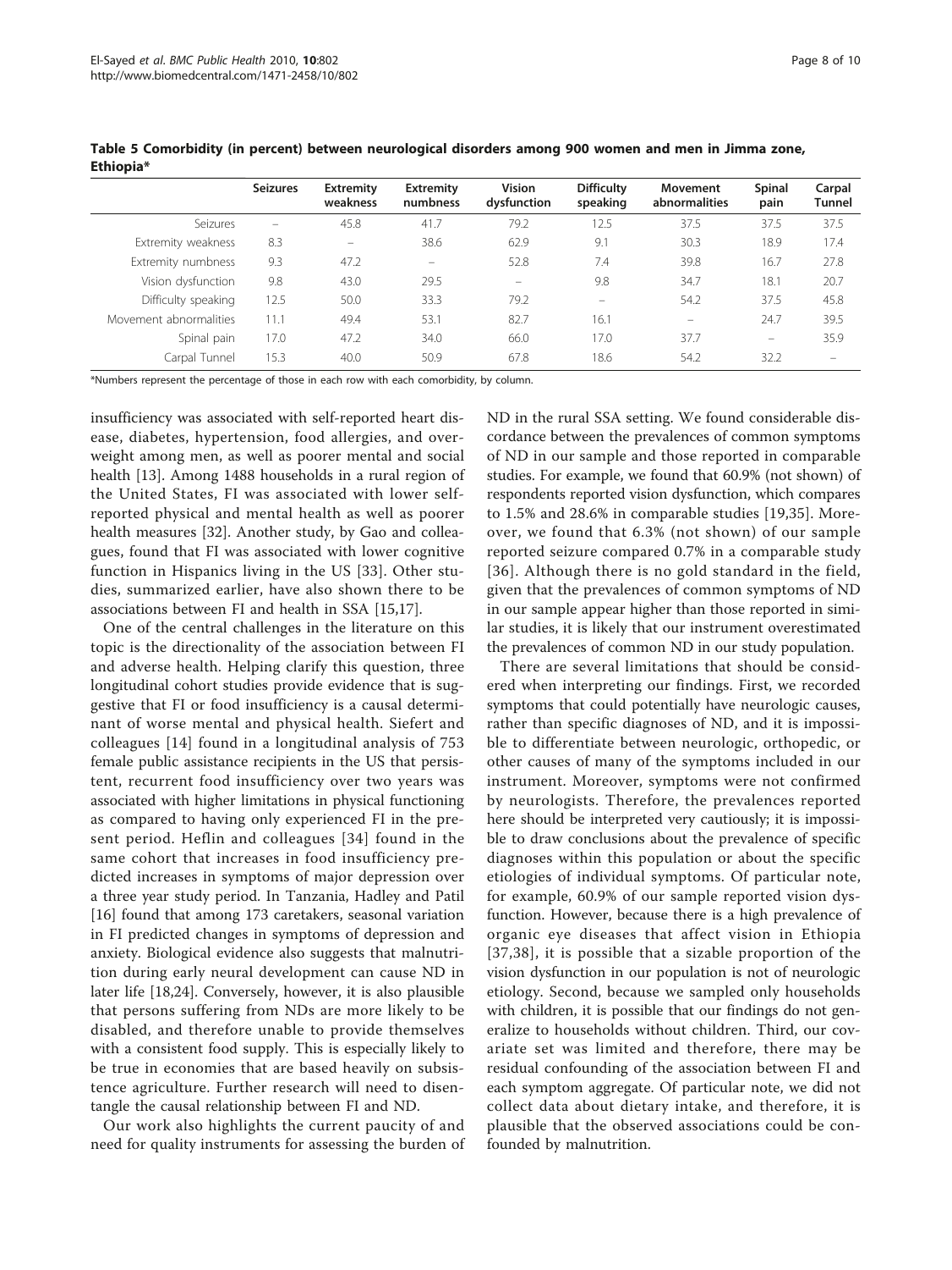**Table 5 Comorbidity (in percent) between neurological disorders among 900 women and men in Jimma zone, Ethiopia***

| | Seizures | Extremity weakness | Extremity numbness | Vision dysfunction | Difficulty speaking | Movement abnormalities | Spinal pain | Carpal Tunnel |
|---|---|---|---|---|---|---|---|---|
| Seizures | – | 45.8 | 41.7 | 79.2 | 12.5 | 37.5 | 37.5 | 37.5 |
| Extremity weakness | 8.3 | – | 38.6 | 62.9 | 9.1 | 30.3 | 18.9 | 17.4 |
| Extremity numbness | 9.3 | 47.2 | – | 52.8 | 7.4 | 39.8 | 16.7 | 27.8 |
| Vision dysfunction | 9.8 | 43.0 | 29.5 | – | 9.8 | 34.7 | 18.1 | 20.7 |
| Difficulty speaking | 12.5 | 50.0 | 33.3 | 79.2 | – | 54.2 | 37.5 | 45.8 |
| Movement abnormalities | 11.1 | 49.4 | 53.1 | 82.7 | 16.1 | – | 24.7 | 39.5 |
| Spinal pain | 17.0 | 47.2 | 34.0 | 66.0 | 17.0 | 37.7 | – | 35.9 |
| Carpal Tunnel | 15.3 | 40.0 | 50.9 | 67.8 | 18.6 | 54.2 | 32.2 | – |

*Numbers represent the percentage of those in each row with each comorbidity, by column.

insufficiency was associated with self-reported heart disease, diabetes, hypertension, food allergies, and overweight among men, as well as poorer mental and social health [13]. Among 1488 households in a rural region of the United States, FI was associated with lower self-reported physical and mental health as well as poorer health measures [32]. Another study, by Gao and colleagues, found that FI was associated with lower cognitive function in Hispanics living in the US [33]. Other studies, summarized earlier, have also shown there to be associations between FI and health in SSA [15,17].

One of the central challenges in the literature on this topic is the directionality of the association between FI and adverse health. Helping clarify this question, three longitudinal cohort studies provide evidence that is suggestive that FI or food insufficiency is a causal determinant of worse mental and physical health. Siefert and colleagues [14] found in a longitudinal analysis of 753 female public assistance recipients in the US that persistent, recurrent food insufficiency over two years was associated with higher limitations in physical functioning as compared to having only experienced FI in the present period. Heflin and colleagues [34] found in the same cohort that increases in food insufficiency predicted increases in symptoms of major depression over a three year study period. In Tanzania, Hadley and Patil [16] found that among 173 caretakers, seasonal variation in FI predicted changes in symptoms of depression and anxiety. Biological evidence also suggests that malnutrition during early neural development can cause ND in later life [18,24]. Conversely, however, it is also plausible that persons suffering from NDs are more likely to be disabled, and therefore unable to provide themselves with a consistent food supply. This is especially likely to be true in economies that are based heavily on subsistence agriculture. Further research will need to disentangle the causal relationship between FI and ND.

Our work also highlights the current paucity of and need for quality instruments for assessing the burden of ND in the rural SSA setting. We found considerable discordance between the prevalences of common symptoms of ND in our sample and those reported in comparable studies. For example, we found that 60.9% (not shown) of respondents reported vision dysfunction, which compares to 1.5% and 28.6% in comparable studies [19,35]. Moreover, we found that 6.3% (not shown) of our sample reported seizure compared 0.7% in a comparable study [36]. Although there is no gold standard in the field, given that the prevalences of common symptoms of ND in our sample appear higher than those reported in similar studies, it is likely that our instrument overestimated the prevalences of common ND in our study population.

There are several limitations that should be considered when interpreting our findings. First, we recorded symptoms that could potentially have neurologic causes, rather than specific diagnoses of ND, and it is impossible to differentiate between neurologic, orthopedic, or other causes of many of the symptoms included in our instrument. Moreover, symptoms were not confirmed by neurologists. Therefore, the prevalences reported here should be interpreted very cautiously; it is impossible to draw conclusions about the prevalence of specific diagnoses within this population or about the specific etiologies of individual symptoms. Of particular note, for example, 60.9% of our sample reported vision dysfunction. However, because there is a high prevalence of organic eye diseases that affect vision in Ethiopia [37,38], it is possible that a sizable proportion of the vision dysfunction in our population is not of neurologic etiology. Second, because we sampled only households with children, it is possible that our findings do not generalize to households without children. Third, our covariate set was limited and therefore, there may be residual confounding of the association between FI and each symptom aggregate. Of particular note, we did not collect data about dietary intake, and therefore, it is plausible that the observed associations could be confounded by malnutrition.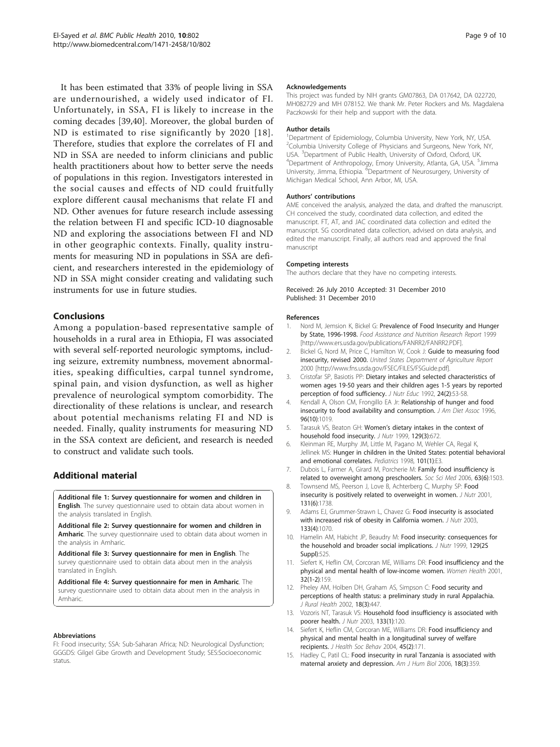It has been estimated that 33% of people living in SSA are undernourished, a widely used indicator of FI. Unfortunately, in SSA, FI is likely to increase in the coming decades [39,40]. Moreover, the global burden of ND is estimated to rise significantly by 2020 [18]. Therefore, studies that explore the correlates of FI and ND in SSA are needed to inform clinicians and public health practitioners about how to better serve the needs of populations in this region. Investigators interested in the social causes and effects of ND could fruitfully explore different causal mechanisms that relate FI and ND. Other avenues for future research include assessing the relation between FI and specific ICD-10 diagnosable ND and exploring the associations between FI and ND in other geographic contexts. Finally, quality instruments for measuring ND in populations in SSA are deficient, and researchers interested in the epidemiology of ND in SSA might consider creating and validating such instruments for use in future studies.

## Conclusions

Among a population-based representative sample of households in a rural area in Ethiopia, FI was associated with several self-reported neurologic symptoms, including seizure, extremity numbness, movement abnormalities, speaking difficulties, carpal tunnel syndrome, spinal pain, and vision dysfunction, as well as higher prevalence of neurological symptom comorbidity. The directionality of these relations is unclear, and research about potential mechanisms relating FI and ND is needed. Finally, quality instruments for measuring ND in the SSA context are deficient, and research is needed to construct and validate such tools.

## Additional material

**Additional file 1: Survey questionnaire for women and children in English**. The survey questionnaire used to obtain data about women in the analysis translated in English.

**Additional file 2: Survey questionnaire for women and children in Amharic**. The survey questionnaire used to obtain data about women in the analysis in Amharic.

**Additional file 3: Survey questionnaire for men in English**. The survey questionnaire used to obtain data about men in the analysis translated in English.

**Additional file 4: Survey questionnaire for men in Amharic**. The survey questionnaire used to obtain data about men in the analysis in Amharic.

#### Abbreviations

FI: Food insecurity; SSA: Sub-Saharan Africa; ND: Neurological Dysfunction; GGGDS: Gilgel Gibe Growth and Development Study; SES:Socioeconomic status.

#### Acknowledgements

This project was funded by NIH grants GM07863, DA 017642, DA 022720, MH082729 and MH 078152. We thank Mr. Peter Rockers and Ms. Magdalena Paczkowski for their help and support with the data.

#### Author details

[1]Department of Epidemiology, Columbia University, New York, NY, USA. [2]Columbia University College of Physicians and Surgeons, New York, NY, USA. [3]Department of Public Health, University of Oxford, Oxford, UK. [4]Department of Anthropology, Emory University, Atlanta, GA, USA. [5]Jimma University, Jimma, Ethiopia. [6]Department of Neurosurgery, University of Michigan Medical School, Ann Arbor, MI, USA.

#### Authors' contributions

AME conceived the analysis, analyzed the data, and drafted the manuscript. CH conceived the study, coordinated data collection, and edited the manuscript. FT, AT, and JAC coordinated data collection and edited the manuscript. SG coordinated data collection, advised on data analysis, and edited the manuscript. Finally, all authors read and approved the final manuscript

#### Competing interests

The authors declare that they have no competing interests.

Received: 26 July 2010 Accepted: 31 December 2010
Published: 31 December 2010

#### References

1. Nord M, Jemsion K, Bickel G: **Prevalence of Food Insecurity and Hunger by State, 1996-1998.** *Food Assistance and Nutrition Research Report* 1999 [http://www.ers.usda.gov/publications/FANRR2/FANRR2.PDF].
2. Bickel G, Nord M, Price C, Hamilton W, Cook J: **Guide to measuring food insecurity, revised 2000.** *United States Department of Agriculture Report* 2000 [http://www.fns.usda.gov/FSEC/FILES/FSGuide.pdf].
3. Cristofar SP, Basiotis PP: **Dietary intakes and selected characteristics of women ages 19-50 years and their children ages 1-5 years by reported perception of food sufficiency.** *J Nutr Educ* 1992, **24(2)**:53-58.
4. Kendall A, Olson CM, Frongillo EA Jr: **Relationship of hunger and food insecurity to food availability and consumption.** *J Am Diet Assoc* 1996, **96(10)**:1019.
5. Tarasuk VS, Beaton GH: **Women's dietary intakes in the context of household food insecurity.** *J Nutr* 1999, **129(3)**:672.
6. Kleinman RE, Murphy JM, Little M, Pagano M, Wehler CA, Regal K, Jellinek MS: **Hunger in children in the United States: potential behavioral and emotional correlates.** *Pediatrics* 1998, **101(1)**:E3.
7. Dubois L, Farmer A, Girard M, Porcherie M: **Family food insufficiency is related to overweight among preschoolers.** *Soc Sci Med* 2006, **63(6)**:1503.
8. Townsend MS, Peerson J, Love B, Achterberg C, Murphy SP: **Food insecurity is positively related to overweight in women.** *J Nutr* 2001, **131(6)**:1738.
9. Adams EJ, Grummer-Strawn L, Chavez G: **Food insecurity is associated with increased risk of obesity in California women.** *J Nutr* 2003, **133(4)**:1070.
10. Hamelin AM, Habicht JP, Beaudry M: **Food insecurity: consequences for the household and broader social implications.** *J Nutr* 1999, **129(2S Suppl)**:525.
11. Siefert K, Heflin CM, Corcoran ME, Williams DR: **Food insufficiency and the physical and mental health of low-income women.** *Women Health* 2001, **32(1-2)**:159.
12. Pheley AM, Holben DH, Graham AS, Simpson C: **Food security and perceptions of health status: a preliminary study in rural Appalachia.** *J Rural Health* 2002, **18(3)**:447.
13. Vozoris NT, Tarasuk VS: **Household food insufficiency is associated with poorer health.** *J Nutr* 2003, **133(1)**:120.
14. Siefert K, Heflin CM, Corcoran ME, Williams DR: **Food insufficiency and physical and mental health in a longitudinal survey of welfare recipients.** *J Health Soc Behav* 2004, **45(2)**:171.
15. Hadley C, Patil CL: **Food insecurity in rural Tanzania is associated with maternal anxiety and depression.** *Am J Hum Biol* 2006, **18(3)**:359.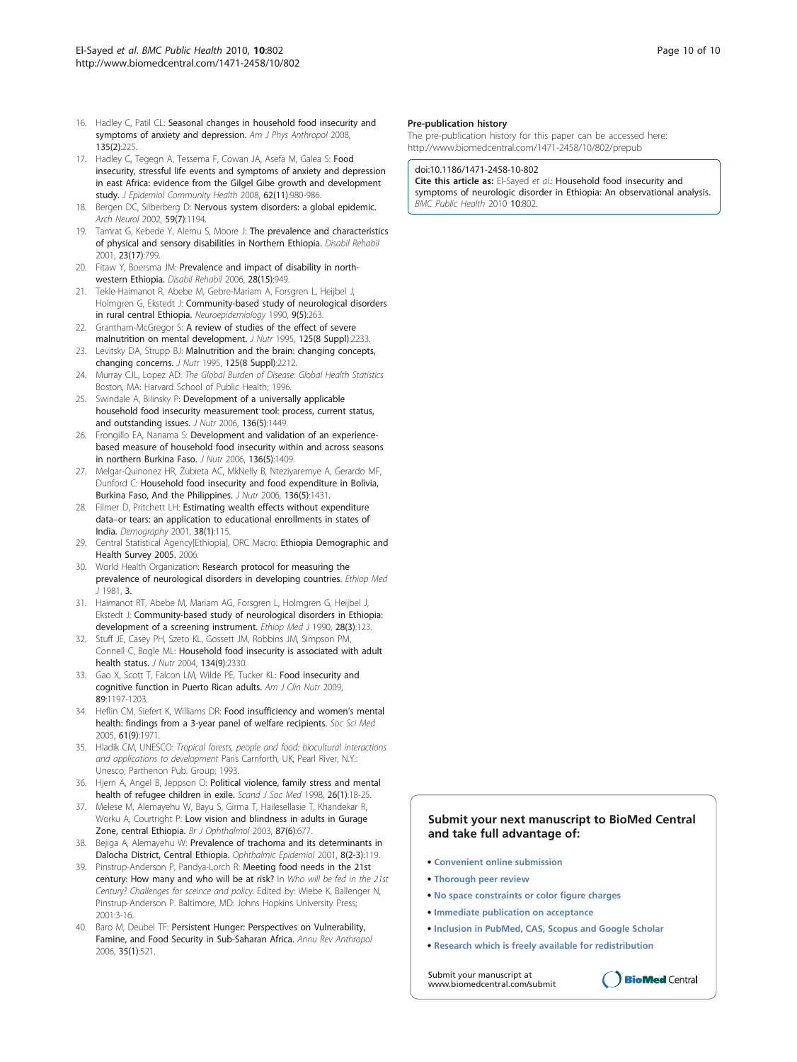16. Hadley C, Patil CL: **Seasonal changes in household food insecurity and symptoms of anxiety and depression.** *Am J Phys Anthropol* 2008, **135(2)**:225.
17. Hadley C, Tegegn A, Tessema F, Cowan JA, Asefa M, Galea S: **Food insecurity, stressful life events and symptoms of anxiety and depression in east Africa: evidence from the Gilgel Gibe growth and development study.** *J Epidemiol Community Health* 2008, **62(11)**:980-986.
18. Bergen DC, Silberberg D: **Nervous system disorders: a global epidemic.** *Arch Neurol* 2002, **59(7)**:1194.
19. Tamrat G, Kebede Y, Alemu S, Moore J: **The prevalence and characteristics of physical and sensory disabilities in Northern Ethiopia.** *Disabil Rehabil* 2001, **23(17)**:799.
20. Fitaw Y, Boersma JM: **Prevalence and impact of disability in north-western Ethiopia.** *Disabil Rehabil* 2006, **28(15)**:949.
21. Tekle-Haimanot R, Abebe M, Gebre-Mariam A, Forsgren L, Heijbel J, Holmgren G, Ekstedt J: **Community-based study of neurological disorders in rural central Ethiopia.** *Neuroepidemiology* 1990, **9(5)**:263.
22. Grantham-McGregor S: **A review of studies of the effect of severe malnutrition on mental development.** *J Nutr* 1995, **125(8 Suppl)**:2233.
23. Levitsky DA, Strupp BJ: **Malnutrition and the brain: changing concepts, changing concerns.** *J Nutr* 1995, **125(8 Suppl)**:2212.
24. Murray CJL, Lopez AD: *The Global Burden of Disease: Global Health Statistics* Boston, MA: Harvard School of Public Health; 1996.
25. Swindale A, Bilinsky P: **Development of a universally applicable household food insecurity measurement tool: process, current status, and outstanding issues.** *J Nutr* 2006, **136(5)**:1449.
26. Frongillo EA, Nanama S: **Development and validation of an experience-based measure of household food insecurity within and across seasons in northern Burkina Faso.** *J Nutr* 2006, **136(5)**:1409.
27. Melgar-Quinonez HR, Zubieta AC, MkNelly B, Nteziyaremye A, Gerardo MF, Dunford C: **Household food insecurity and food expenditure in Bolivia, Burkina Faso, And the Philippines.** *J Nutr* 2006, **136(5)**:1431.
28. Filmer D, Pritchett LH: **Estimating wealth effects without expenditure data–or tears: an application to educational enrollments in states of India.** *Demography* 2001, **38(1)**:115.
29. Central Statistical Agency[Ethiopia], ORC Macro: **Ethiopia Demographic and Health Survey 2005.** 2006.
30. World Health Organization: **Research protocol for measuring the prevalence of neurological disorders in developing countries.** *Ethiop Med J* 1981, **3.**
31. Haimanot RT, Abebe M, Mariam AG, Forsgren L, Holmgren G, Heijbel J, Ekstedt J: **Community-based study of neurological disorders in Ethiopia: development of a screening instrument.** *Ethiop Med J* 1990, **28(3)**:123.
32. Stuff JE, Casey PH, Szeto KL, Gossett JM, Robbins JM, Simpson PM, Connell C, Bogle ML: **Household food insecurity is associated with adult health status.** *J Nutr* 2004, **134(9)**:2330.
33. Gao X, Scott T, Falcon LM, Wilde PE, Tucker KL: **Food insecurity and cognitive function in Puerto Rican adults.** *Am J Clin Nutr* 2009, **89**:1197-1203.
34. Heflin CM, Siefert K, Williams DR: **Food insufficiency and women's mental health: findings from a 3-year panel of welfare recipients.** *Soc Sci Med* 2005, **61(9)**:1971.
35. Hladik CM, UNESCO: *Tropical forests, people and food: biocultural interactions and applications to development* Paris Carnforth, UK; Pearl River, N.Y.: Unesco; Parthenon Pub. Group; 1993.
36. Hjern A, Angel B, Jeppson O: **Political violence, family stress and mental health of refugee children in exile.** *Scand J Soc Med* 1998, **26(1)**:18-25.
37. Melese M, Alemayehu W, Bayu S, Girma T, Hailesellasie T, Khandekar R, Worku A, Courtright P: **Low vision and blindness in adults in Gurage Zone, central Ethiopia.** *Br J Ophthalmol* 2003, **87(6)**:677.
38. Bejiga A, Alemayehu W: **Prevalence of trachoma and its determinants in Dalocha District, Central Ethiopia.** *Ophthalmic Epidemiol* 2001, **8(2-3)**:119.
39. Pinstrup-Anderson P, Pandya-Lorch R: **Meeting food needs in the 21st century: How many and who will be at risk?** In *Who will be fed in the 21st Century? Challenges for sceince and policy.* Edited by: Wiebe K, Ballenger N, Pinstrup-Anderson P. Baltimore, MD: Johns Hopkins University Press; 2001:3-16.
40. Baro M, Deubel TF: **Persistent Hunger: Perspectives on Vulnerability, Famine, and Food Security in Sub-Saharan Africa.** *Annu Rev Anthropol* 2006, **35(1)**:521.

### Pre-publication history

The pre-publication history for this paper can be accessed here:
http://www.biomedcentral.com/1471-2458/10/802/prepub

doi:10.1186/1471-2458-10-802
**Cite this article as:** El-Sayed *et al.*: Household food insecurity and symptoms of neurologic disorder in Ethiopia: An observational analysis. *BMC Public Health* 2010 **10**:802.

**Submit your next manuscript to BioMed Central and take full advantage of:**

- **Convenient online submission**
- **Thorough peer review**
- **No space constraints or color figure charges**
- **Immediate publication on acceptance**
- **Inclusion in PubMed, CAS, Scopus and Google Scholar**
- **Research which is freely available for redistribution**

Submit your manuscript at
www.biomedcentral.com/submit

BioMed Central